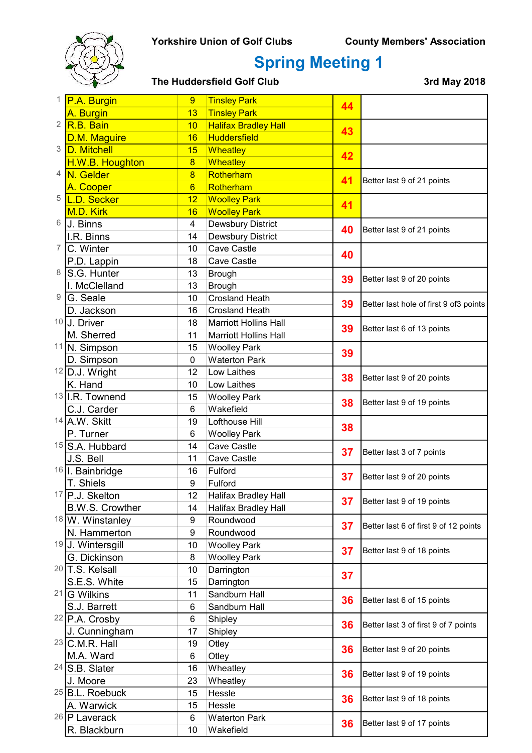Yorkshire Union of Golf Clubs — County Members' Association

# Spring Meeting 1

**The Huddersfield Golf Club** — **3rd May 2018**

| Pos | Name | Hcp | Club | Points | Note |
|---|---|---|---|---|---|
| 1 | P.A. Burgin | 9 | Tinsley Park | 44 | |
| | A. Burgin | 13 | Tinsley Park | | |
| 2 | R.B. Bain | 10 | Halifax Bradley Hall | 43 | |
| | D.M. Maguire | 16 | Huddersfield | | |
| 3 | D. Mitchell | 15 | Wheatley | 42 | |
| | H.W.B. Houghton | 8 | Wheatley | | |
| 4 | N. Gelder | 8 | Rotherham | 41 | Better last 9 of 21 points |
| | A. Cooper | 6 | Rotherham | | |
| 5 | L.D. Secker | 12 | Woolley Park | 41 | |
| | M.D. Kirk | 16 | Woolley Park | | |
| 6 | J. Binns | 4 | Dewsbury District | 40 | Better last 9 of 21 points |
| | I.R. Binns | 14 | Dewsbury District | | |
| 7 | C. Winter | 10 | Cave Castle | 40 | |
| | P.D. Lappin | 18 | Cave Castle | | |
| 8 | S.G. Hunter | 13 | Brough | 39 | Better last 9 of 20 points |
| | I. McClelland | 13 | Brough | | |
| 9 | G. Seale | 10 | Crosland Heath | 39 | Better last hole of first 9 of3 points |
| | D. Jackson | 16 | Crosland Heath | | |
| 10 | J. Driver | 18 | Marriott Hollins Hall | 39 | Better last 6 of 13 points |
| | M. Sherred | 11 | Marriott Hollins Hall | | |
| 11 | N. Simpson | 15 | Woolley Park | 39 | |
| | D. Simpson | 0 | Waterton Park | | |
| 12 | D.J. Wright | 12 | Low Laithes | 38 | Better last 9 of 20 points |
| | K. Hand | 10 | Low Laithes | | |
| 13 | I.R. Townend | 15 | Woolley Park | 38 | Better last 9 of 19 points |
| | C.J. Carder | 6 | Wakefield | | |
| 14 | A.W. Skitt | 19 | Lofthouse Hill | 38 | |
| | P. Turner | 6 | Woolley Park | | |
| 15 | S.A. Hubbard | 14 | Cave Castle | 37 | Better last 3 of 7 points |
| | J.S. Bell | 11 | Cave Castle | | |
| 16 | I. Bainbridge | 16 | Fulford | 37 | Better last 9 of 20 points |
| | T. Shiels | 9 | Fulford | | |
| 17 | P.J. Skelton | 12 | Halifax Bradley Hall | 37 | Better last 9 of 19 points |
| | B.W.S. Crowther | 14 | Halifax Bradley Hall | | |
| 18 | W. Winstanley | 9 | Roundwood | 37 | Better last 6 of first 9 of 12 points |
| | N. Hammerton | 9 | Roundwood | | |
| 19 | J. Wintersgill | 10 | Woolley Park | 37 | Better last 9 of 18 points |
| | G. Dickinson | 8 | Woolley Park | | |
| 20 | T.S. Kelsall | 10 | Darrington | 37 | |
| | S.E.S. White | 15 | Darrington | | |
| 21 | G Wilkins | 11 | Sandburn Hall | 36 | Better last 6 of 15 points |
| | S.J. Barrett | 6 | Sandburn Hall | | |
| 22 | P.A. Crosby | 6 | Shipley | 36 | Better last 3 of first 9 of 7 points |
| | J. Cunningham | 17 | Shipley | | |
| 23 | C.M.R. Hall | 19 | Otley | 36 | Better last 9 of 20 points |
| | M.A. Ward | 6 | Otley | | |
| 24 | S.B. Slater | 16 | Wheatley | 36 | Better last 9 of 19 points |
| | J. Moore | 23 | Wheatley | | |
| 25 | B.L. Roebuck | 15 | Hessle | 36 | Better last 9 of 18 points |
| | A. Warwick | 15 | Hessle | | |
| 26 | P Laverack | 6 | Waterton Park | 36 | Better last 9 of 17 points |
| | R. Blackburn | 10 | Wakefield | | |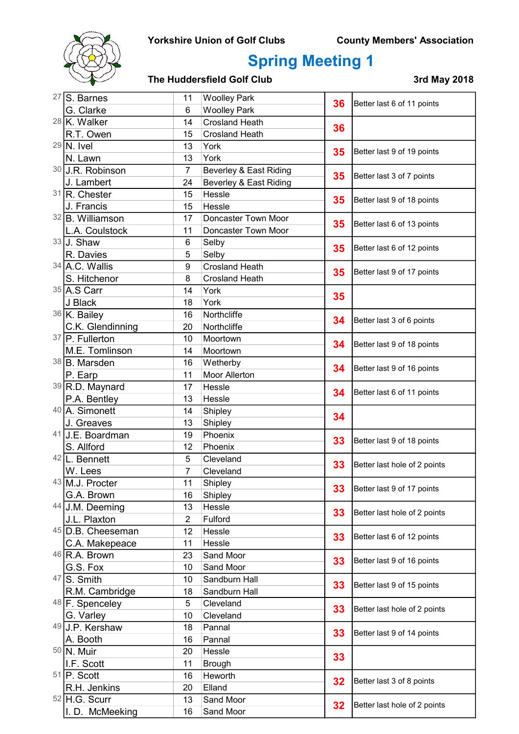Yorkshire Union of Golf Clubs — County Members' Association

# Spring Meeting 1

**The Huddersfield Golf Club** — **3rd May 2018**

| Pos | Name | Hcp | Club | Points | Note |
|---|---|---|---|---|---|
| 27 | S. Barnes | 11 | Woolley Park | 36 | Better last 6 of 11 points |
| | G. Clarke | 6 | Woolley Park | | |
| 28 | K. Walker | 14 | Crosland Heath | 36 | |
| | R.T. Owen | 15 | Crosland Heath | | |
| 29 | N. Ivel | 13 | York | 35 | Better last 9 of 19 points |
| | N. Lawn | 13 | York | | |
| 30 | J.R. Robinson | 7 | Beverley & East Riding | 35 | Better last 3 of 7 points |
| | J. Lambert | 24 | Beverley & East Riding | | |
| 31 | R. Chester | 15 | Hessle | 35 | Better last 9 of 18 points |
| | J. Francis | 15 | Hessle | | |
| 32 | B. Williamson | 17 | Doncaster Town Moor | 35 | Better last 6 of 13 points |
| | L.A. Coulstock | 11 | Doncaster Town Moor | | |
| 33 | J. Shaw | 6 | Selby | 35 | Better last 6 of 12 points |
| | R. Davies | 5 | Selby | | |
| 34 | A.C. Wallis | 9 | Crosland Heath | 35 | Better last 9 of 17 points |
| | S. Hitchenor | 8 | Crosland Heath | | |
| 35 | A.S Carr | 14 | York | 35 | |
| | J Black | 18 | York | | |
| 36 | K. Bailey | 16 | Northcliffe | 34 | Better last 3 of 6 points |
| | C.K. Glendinning | 20 | Northcliffe | | |
| 37 | P. Fullerton | 10 | Moortown | 34 | Better last 9 of 18 points |
| | M.E. Tomlinson | 14 | Moortown | | |
| 38 | B. Marsden | 16 | Wetherby | 34 | Better last 9 of 16 points |
| | P. Earp | 11 | Moor Allerton | | |
| 39 | R.D. Maynard | 17 | Hessle | 34 | Better last 6 of 11 points |
| | P.A. Bentley | 13 | Hessle | | |
| 40 | A. Simonett | 14 | Shipley | 34 | |
| | J. Greaves | 13 | Shipley | | |
| 41 | J.E. Boardman | 19 | Phoenix | 33 | Better last 9 of 18 points |
| | S. Allford | 12 | Phoenix | | |
| 42 | L. Bennett | 5 | Cleveland | 33 | Better last hole of 2 points |
| | W. Lees | 7 | Cleveland | | |
| 43 | M.J. Procter | 11 | Shipley | 33 | Better last 9 of 17 points |
| | G.A. Brown | 16 | Shipley | | |
| 44 | J.M. Deeming | 13 | Hessle | 33 | Better last hole of 2 points |
| | J.L. Plaxton | 2 | Fulford | | |
| 45 | D.B. Cheeseman | 12 | Hessle | 33 | Better last 6 of 12 points |
| | C.A. Makepeace | 11 | Hessle | | |
| 46 | R.A. Brown | 23 | Sand Moor | 33 | Better last 9 of 16 points |
| | G.S. Fox | 10 | Sand Moor | | |
| 47 | S. Smith | 10 | Sandburn Hall | 33 | Better last 9 of 15 points |
| | R.M. Cambridge | 18 | Sandburn Hall | | |
| 48 | F. Spenceley | 5 | Cleveland | 33 | Better last hole of 2 points |
| | G. Varley | 10 | Cleveland | | |
| 49 | J.P. Kershaw | 18 | Pannal | 33 | Better last 9 of 14 points |
| | A. Booth | 16 | Pannal | | |
| 50 | N. Muir | 20 | Hessle | 33 | |
| | I.F. Scott | 11 | Brough | | |
| 51 | P. Scott | 16 | Heworth | 32 | Better last 3 of 8 points |
| | R.H. Jenkins | 20 | Elland | | |
| 52 | H.G. Scurr | 13 | Sand Moor | 32 | Better last hole of 2 points |
| | I. D. McMeeking | 16 | Sand Moor | | |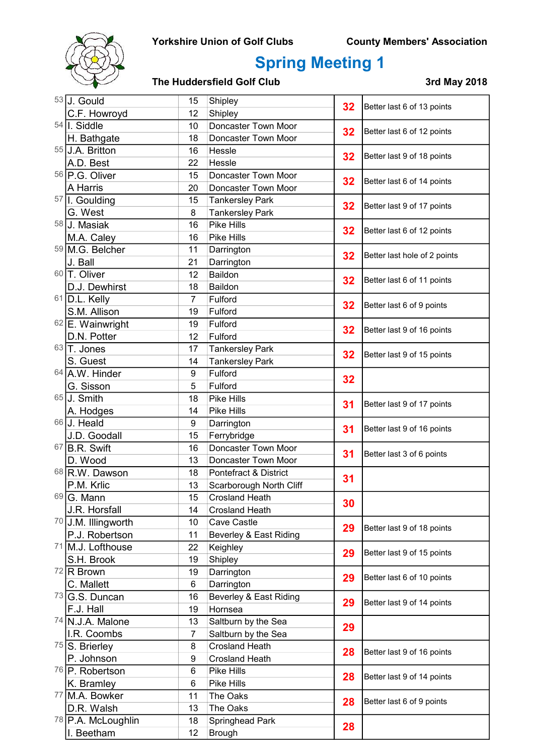Yorkshire Union of Golf Clubs — County Members' Association

# Spring Meeting 1

**The Huddersfield Golf Club** — **3rd May 2018**

| Pos | Name | Hcp | Club | Points | Notes |
|---|---|---|---|---|---|
| 53 | J. Gould | 15 | Shipley | 32 | Better last 6 of 13 points |
| | C.F. Howroyd | 12 | Shipley | | |
| 54 | I. Siddle | 10 | Doncaster Town Moor | 32 | Better last 6 of 12 points |
| | H. Bathgate | 18 | Doncaster Town Moor | | |
| 55 | J.A. Britton | 16 | Hessle | 32 | Better last 9 of 18 points |
| | A.D. Best | 22 | Hessle | | |
| 56 | P.G. Oliver | 15 | Doncaster Town Moor | 32 | Better last 6 of 14 points |
| | A Harris | 20 | Doncaster Town Moor | | |
| 57 | I. Goulding | 15 | Tankersley Park | 32 | Better last 9 of 17 points |
| | G. West | 8 | Tankersley Park | | |
| 58 | J. Masiak | 16 | Pike Hills | 32 | Better last 6 of 12 points |
| | M.A. Caley | 16 | Pike Hills | | |
| 59 | M.G. Belcher | 11 | Darrington | 32 | Better last hole of 2 points |
| | J. Ball | 21 | Darrington | | |
| 60 | T. Oliver | 12 | Baildon | 32 | Better last 6 of 11 points |
| | D.J. Dewhirst | 18 | Baildon | | |
| 61 | D.L. Kelly | 7 | Fulford | 32 | Better last 6 of 9 points |
| | S.M. Allison | 19 | Fulford | | |
| 62 | E. Wainwright | 19 | Fulford | 32 | Better last 9 of 16 points |
| | D.N. Potter | 12 | Fulford | | |
| 63 | T. Jones | 17 | Tankersley Park | 32 | Better last 9 of 15 points |
| | S. Guest | 14 | Tankersley Park | | |
| 64 | A.W. Hinder | 9 | Fulford | 32 | |
| | G. Sisson | 5 | Fulford | | |
| 65 | J. Smith | 18 | Pike Hills | 31 | Better last 9 of 17 points |
| | A. Hodges | 14 | Pike Hills | | |
| 66 | J. Heald | 9 | Darrington | 31 | Better last 9 of 16 points |
| | J.D. Goodall | 15 | Ferrybridge | | |
| 67 | B.R. Swift | 16 | Doncaster Town Moor | 31 | Better last 3 of 6 points |
| | D. Wood | 13 | Doncaster Town Moor | | |
| 68 | R.W. Dawson | 18 | Pontefract & District | 31 | |
| | P.M. Krlic | 13 | Scarborough North Cliff | | |
| 69 | G. Mann | 15 | Crosland Heath | 30 | |
| | J.R. Horsfall | 14 | Crosland Heath | | |
| 70 | J.M. Illingworth | 10 | Cave Castle | 29 | Better last 9 of 18 points |
| | P.J. Robertson | 11 | Beverley & East Riding | | |
| 71 | M.J. Lofthouse | 22 | Keighley | 29 | Better last 9 of 15 points |
| | S.H. Brook | 19 | Shipley | | |
| 72 | R Brown | 19 | Darrington | 29 | Better last 6 of 10 points |
| | C. Mallett | 6 | Darrington | | |
| 73 | G.S. Duncan | 16 | Beverley & East Riding | 29 | Better last 9 of 14 points |
| | F.J. Hall | 19 | Hornsea | | |
| 74 | N.J.A. Malone | 13 | Saltburn by the Sea | 29 | |
| | I.R. Coombs | 7 | Saltburn by the Sea | | |
| 75 | S. Brierley | 8 | Crosland Heath | 28 | Better last 9 of 16 points |
| | P. Johnson | 9 | Crosland Heath | | |
| 76 | P. Robertson | 6 | Pike Hills | 28 | Better last 9 of 14 points |
| | K. Bramley | 6 | Pike Hills | | |
| 77 | M.A. Bowker | 11 | The Oaks | 28 | Better last 6 of 9 points |
| | D.R. Walsh | 13 | The Oaks | | |
| 78 | P.A. McLoughlin | 18 | Springhead Park | 28 | |
| | I. Beetham | 12 | Brough | | |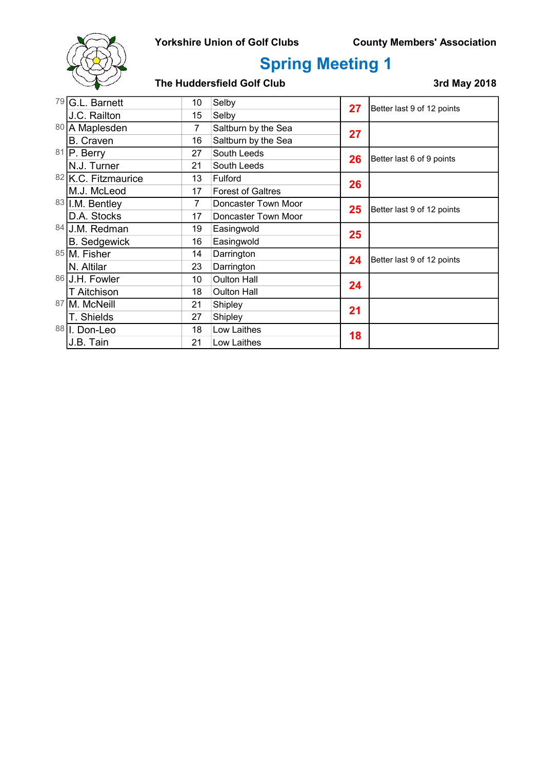Yorkshire Union of Golf Clubs

County Members' Association

# Spring Meeting 1

**The Huddersfield Golf Club** — **3rd May 2018**

| | | | | | |
|---|---|---|---|---|---|
| 79 | G.L. Barnett | 10 | Selby | 27 | Better last 9 of 12 points |
| | J.C. Railton | 15 | Selby | | |
| 80 | A Maplesden | 7 | Saltburn by the Sea | 27 | |
| | B. Craven | 16 | Saltburn by the Sea | | |
| 81 | P. Berry | 27 | South Leeds | 26 | Better last 6 of 9 points |
| | N.J. Turner | 21 | South Leeds | | |
| 82 | K.C. Fitzmaurice | 13 | Fulford | 26 | |
| | M.J. McLeod | 17 | Forest of Galtres | | |
| 83 | I.M. Bentley | 7 | Doncaster Town Moor | 25 | Better last 9 of 12 points |
| | D.A. Stocks | 17 | Doncaster Town Moor | | |
| 84 | J.M. Redman | 19 | Easingwold | 25 | |
| | B. Sedgewick | 16 | Easingwold | | |
| 85 | M. Fisher | 14 | Darrington | 24 | Better last 9 of 12 points |
| | N. Altilar | 23 | Darrington | | |
| 86 | J.H. Fowler | 10 | Oulton Hall | 24 | |
| | T Aitchison | 18 | Oulton Hall | | |
| 87 | M. McNeill | 21 | Shipley | 21 | |
| | T. Shields | 27 | Shipley | | |
| 88 | I. Don-Leo | 18 | Low Laithes | 18 | |
| | J.B. Tain | 21 | Low Laithes | | |